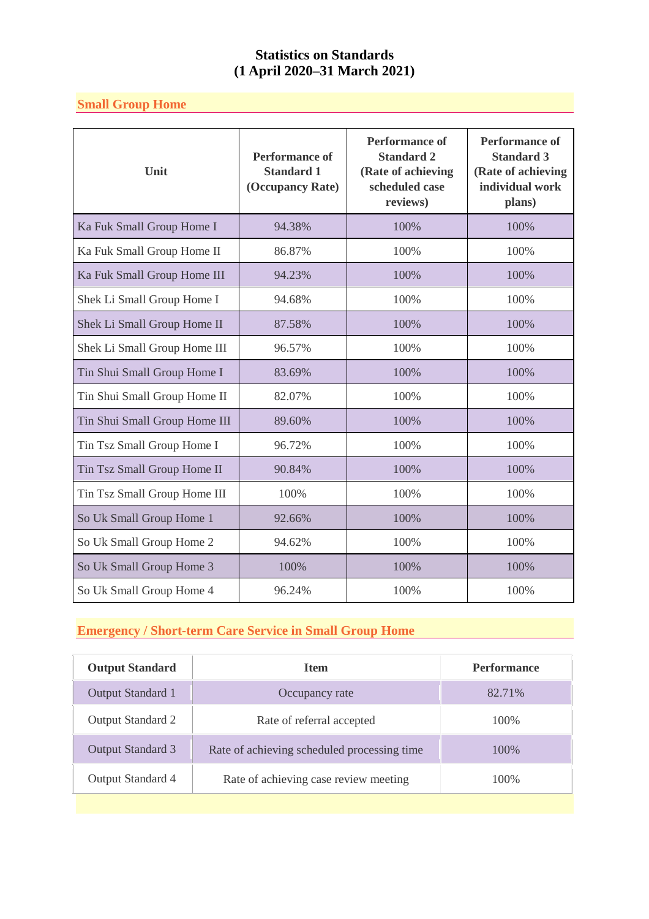# Statistics on Standards
# (1 April 2020–31 March 2021)

## Small Group Home

| Unit | Performance of Standard 1 (Occupancy Rate) | Performance of Standard 2 (Rate of achieving scheduled case reviews) | Performance of Standard 3 (Rate of achieving individual work plans) |
|---|---|---|---|
| Ka Fuk Small Group Home I | 94.38% | 100% | 100% |
| Ka Fuk Small Group Home II | 86.87% | 100% | 100% |
| Ka Fuk Small Group Home III | 94.23% | 100% | 100% |
| Shek Li Small Group Home I | 94.68% | 100% | 100% |
| Shek Li Small Group Home II | 87.58% | 100% | 100% |
| Shek Li Small Group Home III | 96.57% | 100% | 100% |
| Tin Shui Small Group Home I | 83.69% | 100% | 100% |
| Tin Shui Small Group Home II | 82.07% | 100% | 100% |
| Tin Shui Small Group Home III | 89.60% | 100% | 100% |
| Tin Tsz Small Group Home I | 96.72% | 100% | 100% |
| Tin Tsz Small Group Home II | 90.84% | 100% | 100% |
| Tin Tsz Small Group Home III | 100% | 100% | 100% |
| So Uk Small Group Home 1 | 92.66% | 100% | 100% |
| So Uk Small Group Home 2 | 94.62% | 100% | 100% |
| So Uk Small Group Home 3 | 100% | 100% | 100% |
| So Uk Small Group Home 4 | 96.24% | 100% | 100% |

## Emergency / Short-term Care Service in Small Group Home

| Output Standard | Item | Performance |
|---|---|---|
| Output Standard 1 | Occupancy rate | 82.71% |
| Output Standard 2 | Rate of referral accepted | 100% |
| Output Standard 3 | Rate of achieving scheduled processing time | 100% |
| Output Standard 4 | Rate of achieving case review meeting | 100% |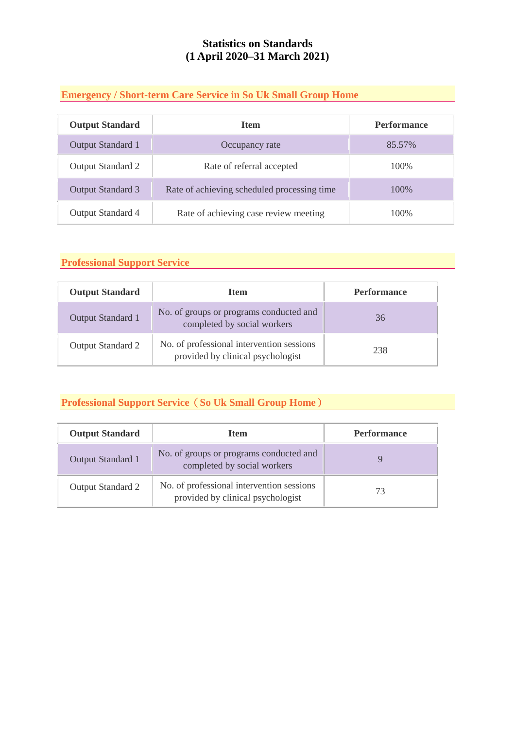# Statistics on Standards
# (1 April 2020–31 March 2021)

## Emergency / Short-term Care Service in So Uk Small Group Home

| Output Standard | Item | Performance |
|---|---|---|
| Output Standard 1 | Occupancy rate | 85.57% |
| Output Standard 2 | Rate of referral accepted | 100% |
| Output Standard 3 | Rate of achieving scheduled processing time | 100% |
| Output Standard 4 | Rate of achieving case review meeting | 100% |

## Professional Support Service

| Output Standard | Item | Performance |
|---|---|---|
| Output Standard 1 | No. of groups or programs conducted and completed by social workers | 36 |
| Output Standard 2 | No. of professional intervention sessions provided by clinical psychologist | 238 |

## Professional Support Service（So Uk Small Group Home）

| Output Standard | Item | Performance |
|---|---|---|
| Output Standard 1 | No. of groups or programs conducted and completed by social workers | 9 |
| Output Standard 2 | No. of professional intervention sessions provided by clinical psychologist | 73 |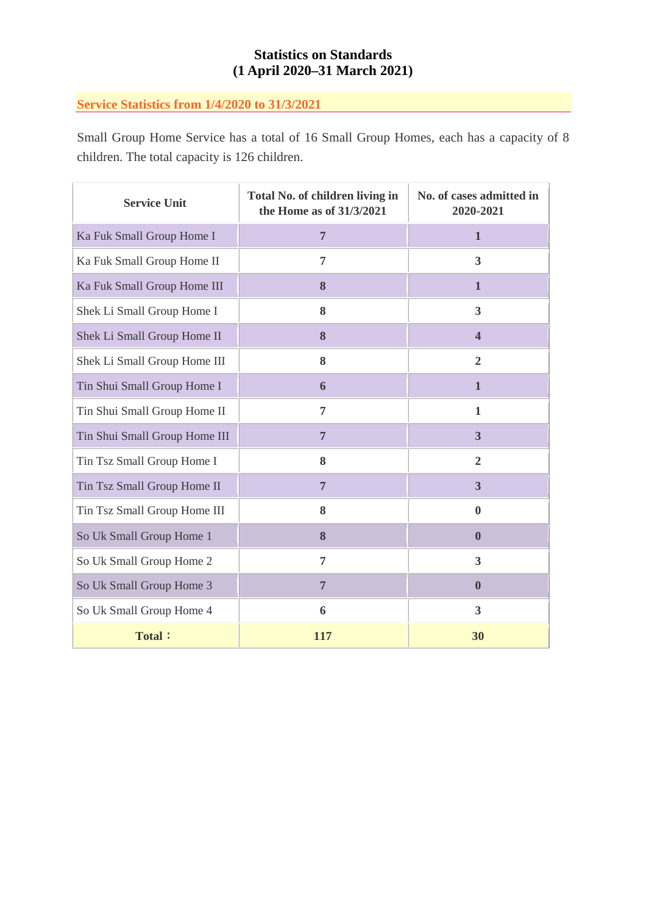**Statistics on Standards**
**(1 April 2020–31 March 2021)**

## Service Statistics from 1/4/2020 to 31/3/2021

Small Group Home Service has a total of 16 Small Group Homes, each has a capacity of 8 children. The total capacity is 126 children.

| Service Unit | Total No. of children living in the Home as of 31/3/2021 | No. of cases admitted in 2020-2021 |
|---|---|---|
| Ka Fuk Small Group Home I | 7 | 1 |
| Ka Fuk Small Group Home II | 7 | 3 |
| Ka Fuk Small Group Home III | 8 | 1 |
| Shek Li Small Group Home I | 8 | 3 |
| Shek Li Small Group Home II | 8 | 4 |
| Shek Li Small Group Home III | 8 | 2 |
| Tin Shui Small Group Home I | 6 | 1 |
| Tin Shui Small Group Home II | 7 | 1 |
| Tin Shui Small Group Home III | 7 | 3 |
| Tin Tsz Small Group Home I | 8 | 2 |
| Tin Tsz Small Group Home II | 7 | 3 |
| Tin Tsz Small Group Home III | 8 | 0 |
| So Uk Small Group Home 1 | 8 | 0 |
| So Uk Small Group Home 2 | 7 | 3 |
| So Uk Small Group Home 3 | 7 | 0 |
| So Uk Small Group Home 4 | 6 | 3 |
| **Total：** | **117** | **30** |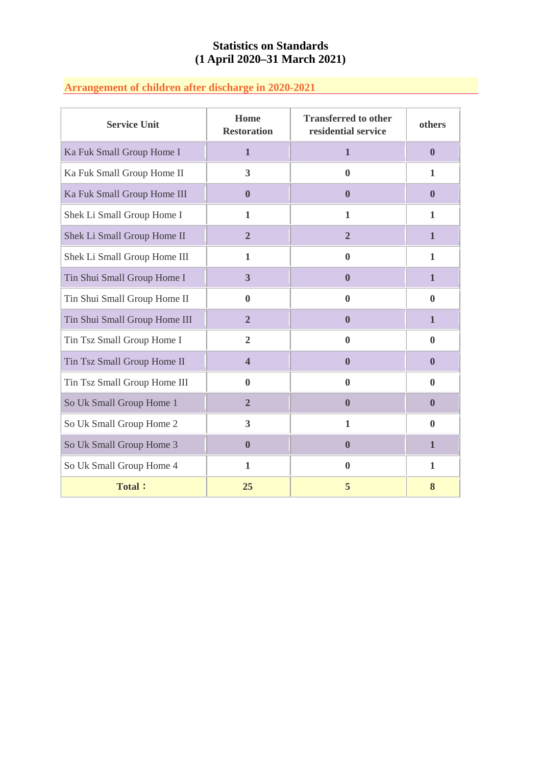# Statistics on Standards
# (1 April 2020–31 March 2021)

## Arrangement of children after discharge in 2020-2021

| Service Unit | Home Restoration | Transferred to other residential service | others |
|---|---|---|---|
| Ka Fuk Small Group Home I | 1 | 1 | 0 |
| Ka Fuk Small Group Home II | 3 | 0 | 1 |
| Ka Fuk Small Group Home III | 0 | 0 | 0 |
| Shek Li Small Group Home I | 1 | 1 | 1 |
| Shek Li Small Group Home II | 2 | 2 | 1 |
| Shek Li Small Group Home III | 1 | 0 | 1 |
| Tin Shui Small Group Home I | 3 | 0 | 1 |
| Tin Shui Small Group Home II | 0 | 0 | 0 |
| Tin Shui Small Group Home III | 2 | 0 | 1 |
| Tin Tsz Small Group Home I | 2 | 0 | 0 |
| Tin Tsz Small Group Home II | 4 | 0 | 0 |
| Tin Tsz Small Group Home III | 0 | 0 | 0 |
| So Uk Small Group Home 1 | 2 | 0 | 0 |
| So Uk Small Group Home 2 | 3 | 1 | 0 |
| So Uk Small Group Home 3 | 0 | 0 | 1 |
| So Uk Small Group Home 4 | 1 | 0 | 1 |
| **Total：** | **25** | **5** | **8** |